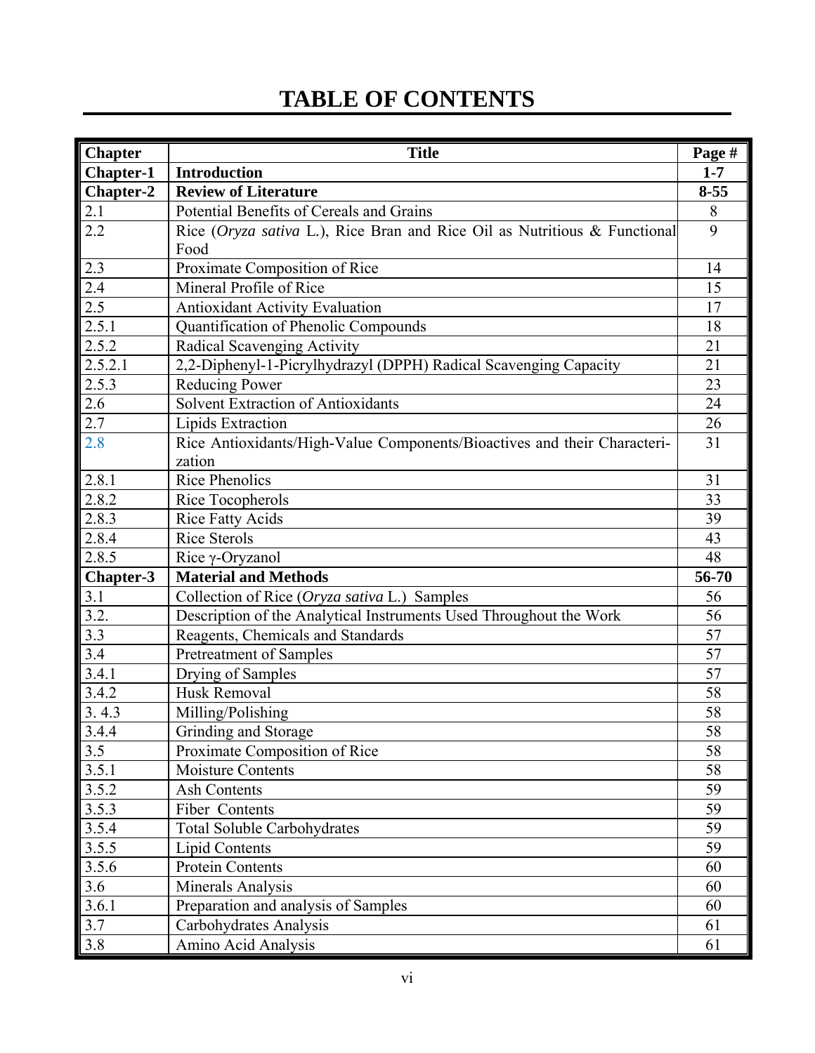# TABLE OF CONTENTS

| Chapter | Title | Page # |
|---|---|---|
| **Chapter-1** | **Introduction** | **1-7** |
| **Chapter-2** | **Review of Literature** | **8-55** |
| 2.1 | Potential Benefits of Cereals and Grains | 8 |
| 2.2 | Rice (*Oryza sativa* L.), Rice Bran and Rice Oil as Nutritious & Functional Food | 9 |
| 2.3 | Proximate Composition of Rice | 14 |
| 2.4 | Mineral Profile of Rice | 15 |
| 2.5 | Antioxidant Activity Evaluation | 17 |
| 2.5.1 | Quantification of Phenolic Compounds | 18 |
| 2.5.2 | Radical Scavenging Activity | 21 |
| 2.5.2.1 | 2,2-Diphenyl-1-Picrylhydrazyl (DPPH) Radical Scavenging Capacity | 21 |
| 2.5.3 | Reducing Power | 23 |
| 2.6 | Solvent Extraction of Antioxidants | 24 |
| 2.7 | Lipids Extraction | 26 |
| 2.8 | Rice Antioxidants/High-Value Components/Bioactives and their Characterization | 31 |
| 2.8.1 | Rice Phenolics | 31 |
| 2.8.2 | Rice Tocopherols | 33 |
| 2.8.3 | Rice Fatty Acids | 39 |
| 2.8.4 | Rice Sterols | 43 |
| 2.8.5 | Rice γ-Oryzanol | 48 |
| **Chapter-3** | **Material and Methods** | **56-70** |
| 3.1 | Collection of Rice (*Oryza sativa* L.) Samples | 56 |
| 3.2. | Description of the Analytical Instruments Used Throughout the Work | 56 |
| 3.3 | Reagents, Chemicals and Standards | 57 |
| 3.4 | Pretreatment of Samples | 57 |
| 3.4.1 | Drying of Samples | 57 |
| 3.4.2 | Husk Removal | 58 |
| 3. 4.3 | Milling/Polishing | 58 |
| 3.4.4 | Grinding and Storage | 58 |
| 3.5 | Proximate Composition of Rice | 58 |
| 3.5.1 | Moisture Contents | 58 |
| 3.5.2 | Ash Contents | 59 |
| 3.5.3 | Fiber Contents | 59 |
| 3.5.4 | Total Soluble Carbohydrates | 59 |
| 3.5.5 | Lipid Contents | 59 |
| 3.5.6 | Protein Contents | 60 |
| 3.6 | Minerals Analysis | 60 |
| 3.6.1 | Preparation and analysis of Samples | 60 |
| 3.7 | Carbohydrates Analysis | 61 |
| 3.8 | Amino Acid Analysis | 61 |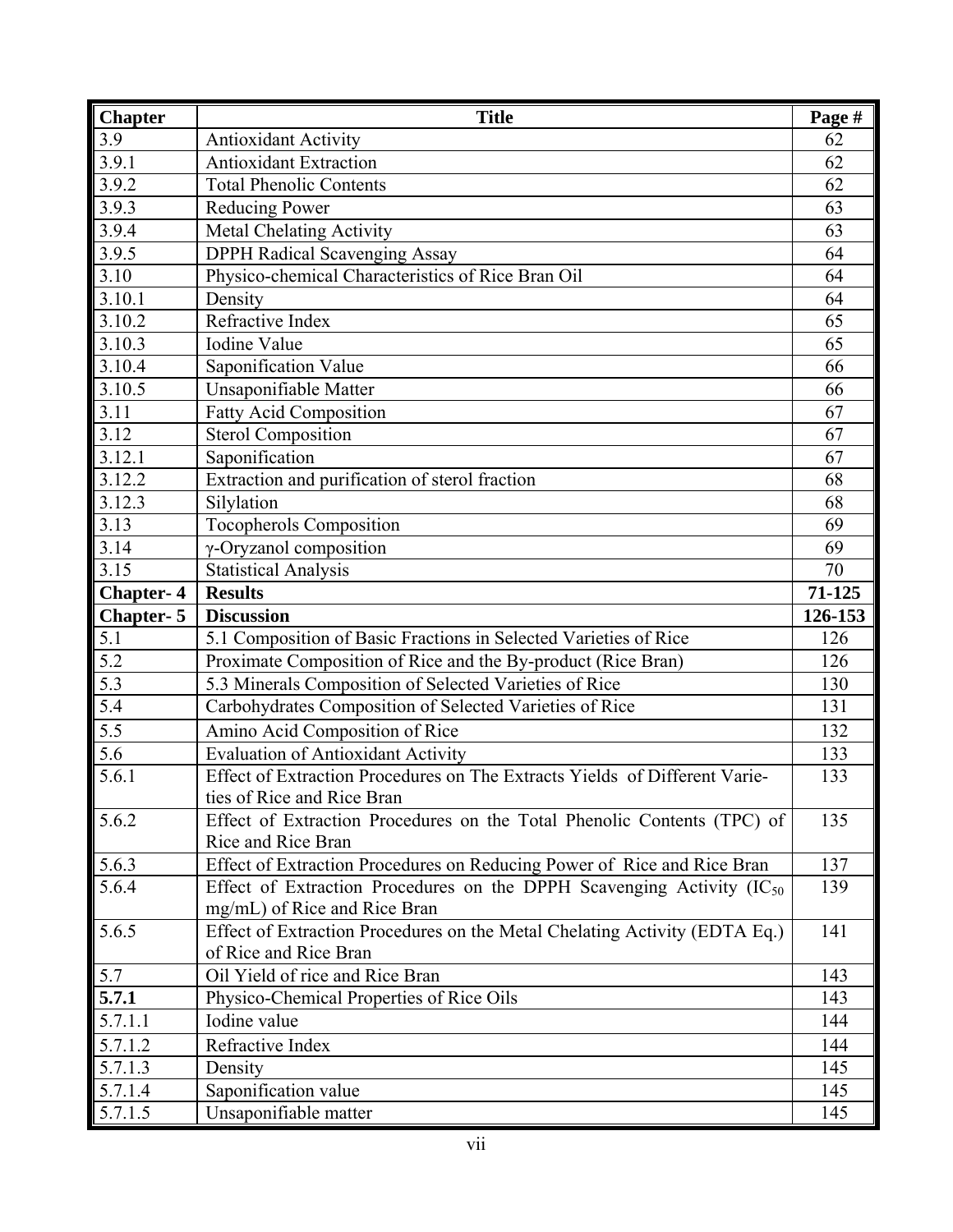| Chapter | Title | Page # |
|---|---|---|
| 3.9 | Antioxidant Activity | 62 |
| 3.9.1 | Antioxidant Extraction | 62 |
| 3.9.2 | Total Phenolic Contents | 62 |
| 3.9.3 | Reducing Power | 63 |
| 3.9.4 | Metal Chelating Activity | 63 |
| 3.9.5 | DPPH Radical Scavenging Assay | 64 |
| 3.10 | Physico-chemical Characteristics of Rice Bran Oil | 64 |
| 3.10.1 | Density | 64 |
| 3.10.2 | Refractive Index | 65 |
| 3.10.3 | Iodine Value | 65 |
| 3.10.4 | Saponification Value | 66 |
| 3.10.5 | Unsaponifiable Matter | 66 |
| 3.11 | Fatty Acid Composition | 67 |
| 3.12 | Sterol Composition | 67 |
| 3.12.1 | Saponification | 67 |
| 3.12.2 | Extraction and purification of sterol fraction | 68 |
| 3.12.3 | Silylation | 68 |
| 3.13 | Tocopherols Composition | 69 |
| 3.14 | γ-Oryzanol composition | 69 |
| 3.15 | Statistical Analysis | 70 |
| **Chapter- 4** | **Results** | **71-125** |
| **Chapter- 5** | **Discussion** | **126-153** |
| 5.1 | 5.1 Composition of Basic Fractions in Selected Varieties of Rice | 126 |
| 5.2 | Proximate Composition of Rice and the By-product (Rice Bran) | 126 |
| 5.3 | 5.3 Minerals Composition of Selected Varieties of Rice | 130 |
| 5.4 | Carbohydrates Composition of Selected Varieties of Rice | 131 |
| 5.5 | Amino Acid Composition of Rice | 132 |
| 5.6 | Evaluation of Antioxidant Activity | 133 |
| 5.6.1 | Effect of Extraction Procedures on The Extracts Yields of Different Varieties of Rice and Rice Bran | 133 |
| 5.6.2 | Effect of Extraction Procedures on the Total Phenolic Contents (TPC) of Rice and Rice Bran | 135 |
| 5.6.3 | Effect of Extraction Procedures on Reducing Power of Rice and Rice Bran | 137 |
| 5.6.4 | Effect of Extraction Procedures on the DPPH Scavenging Activity ($IC_{50}$ mg/mL) of Rice and Rice Bran | 139 |
| 5.6.5 | Effect of Extraction Procedures on the Metal Chelating Activity (EDTA Eq.) of Rice and Rice Bran | 141 |
| 5.7 | Oil Yield of rice and Rice Bran | 143 |
| **5.7.1** | Physico-Chemical Properties of Rice Oils | 143 |
| 5.7.1.1 | Iodine value | 144 |
| 5.7.1.2 | Refractive Index | 144 |
| 5.7.1.3 | Density | 145 |
| 5.7.1.4 | Saponification value | 145 |
| 5.7.1.5 | Unsaponifiable matter | 145 |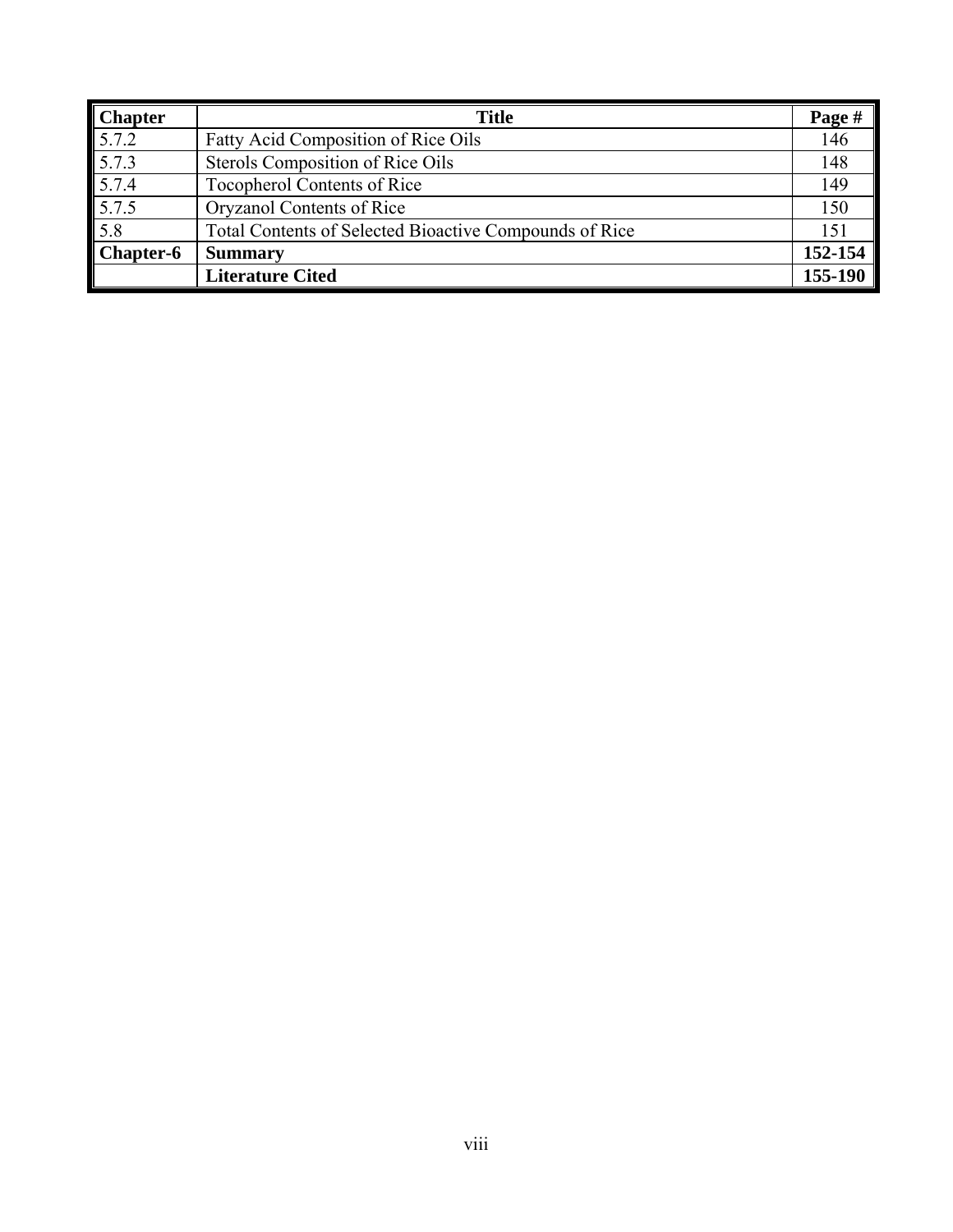| **Chapter** | **Title** | **Page #** |
|---|---|---|
| 5.7.2 | Fatty Acid Composition of Rice Oils | 146 |
| 5.7.3 | Sterols Composition of Rice Oils | 148 |
| 5.7.4 | Tocopherol Contents of Rice | 149 |
| 5.7.5 | Oryzanol Contents of Rice | 150 |
| 5.8 | Total Contents of Selected Bioactive Compounds of Rice | 151 |
| **Chapter-6** | **Summary** | **152-154** |
| | **Literature Cited** | **155-190** |